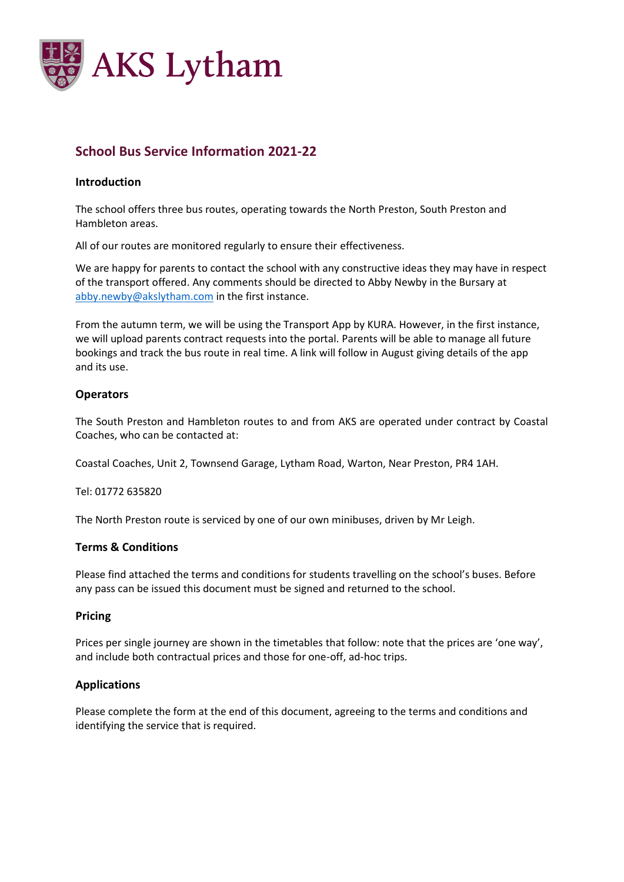# AKS Lytham

## School Bus Service Information 2021-22

### Introduction

The school offers three bus routes, operating towards the North Preston, South Preston and Hambleton areas.

All of our routes are monitored regularly to ensure their effectiveness.

We are happy for parents to contact the school with any constructive ideas they may have in respect of the transport offered. Any comments should be directed to Abby Newby in the Bursary at abby.newby@akslytham.com in the first instance.

From the autumn term, we will be using the Transport App by KURA. However, in the first instance, we will upload parents contract requests into the portal. Parents will be able to manage all future bookings and track the bus route in real time. A link will follow in August giving details of the app and its use.

### Operators

The South Preston and Hambleton routes to and from AKS are operated under contract by Coastal Coaches, who can be contacted at:

Coastal Coaches, Unit 2, Townsend Garage, Lytham Road, Warton, Near Preston, PR4 1AH.

Tel: 01772 635820

The North Preston route is serviced by one of our own minibuses, driven by Mr Leigh.

### Terms & Conditions

Please find attached the terms and conditions for students travelling on the school's buses. Before any pass can be issued this document must be signed and returned to the school.

### Pricing

Prices per single journey are shown in the timetables that follow: note that the prices are 'one way', and include both contractual prices and those for one-off, ad-hoc trips.

### Applications

Please complete the form at the end of this document, agreeing to the terms and conditions and identifying the service that is required.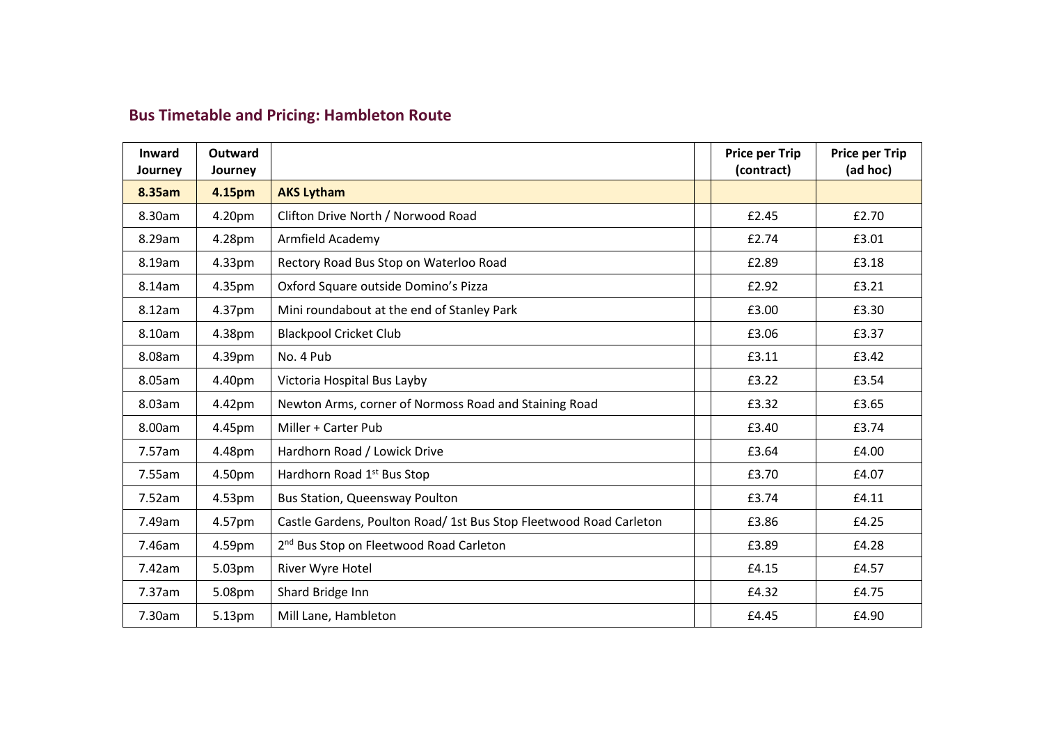## Bus Timetable and Pricing: Hambleton Route

| Inward Journey | Outward Journey | | | Price per Trip (contract) | Price per Trip (ad hoc) |
|---|---|---|---|---|---|
| **8.35am** | **4.15pm** | **AKS Lytham** | | | |
| 8.30am | 4.20pm | Clifton Drive North / Norwood Road | | £2.45 | £2.70 |
| 8.29am | 4.28pm | Armfield Academy | | £2.74 | £3.01 |
| 8.19am | 4.33pm | Rectory Road Bus Stop on Waterloo Road | | £2.89 | £3.18 |
| 8.14am | 4.35pm | Oxford Square outside Domino's Pizza | | £2.92 | £3.21 |
| 8.12am | 4.37pm | Mini roundabout at the end of Stanley Park | | £3.00 | £3.30 |
| 8.10am | 4.38pm | Blackpool Cricket Club | | £3.06 | £3.37 |
| 8.08am | 4.39pm | No. 4 Pub | | £3.11 | £3.42 |
| 8.05am | 4.40pm | Victoria Hospital Bus Layby | | £3.22 | £3.54 |
| 8.03am | 4.42pm | Newton Arms, corner of Normoss Road and Staining Road | | £3.32 | £3.65 |
| 8.00am | 4.45pm | Miller + Carter Pub | | £3.40 | £3.74 |
| 7.57am | 4.48pm | Hardhorn Road / Lowick Drive | | £3.64 | £4.00 |
| 7.55am | 4.50pm | Hardhorn Road 1st Bus Stop | | £3.70 | £4.07 |
| 7.52am | 4.53pm | Bus Station, Queensway Poulton | | £3.74 | £4.11 |
| 7.49am | 4.57pm | Castle Gardens, Poulton Road/ 1st Bus Stop Fleetwood Road Carleton | | £3.86 | £4.25 |
| 7.46am | 4.59pm | 2nd Bus Stop on Fleetwood Road Carleton | | £3.89 | £4.28 |
| 7.42am | 5.03pm | River Wyre Hotel | | £4.15 | £4.57 |
| 7.37am | 5.08pm | Shard Bridge Inn | | £4.32 | £4.75 |
| 7.30am | 5.13pm | Mill Lane, Hambleton | | £4.45 | £4.90 |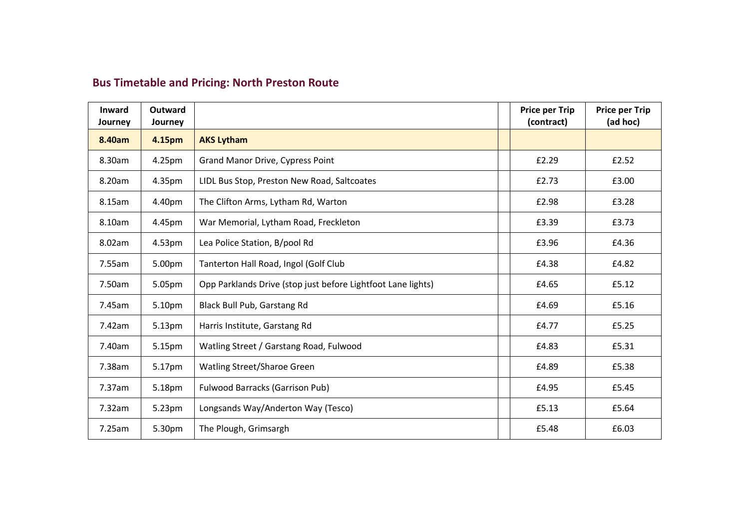## Bus Timetable and Pricing: North Preston Route

| Inward Journey | Outward Journey | | | Price per Trip (contract) | Price per Trip (ad hoc) |
|---|---|---|---|---|---|
| **8.40am** | **4.15pm** | **AKS Lytham** | | | |
| 8.30am | 4.25pm | Grand Manor Drive, Cypress Point | | £2.29 | £2.52 |
| 8.20am | 4.35pm | LIDL Bus Stop, Preston New Road, Saltcoates | | £2.73 | £3.00 |
| 8.15am | 4.40pm | The Clifton Arms, Lytham Rd, Warton | | £2.98 | £3.28 |
| 8.10am | 4.45pm | War Memorial, Lytham Road, Freckleton | | £3.39 | £3.73 |
| 8.02am | 4.53pm | Lea Police Station, B/pool Rd | | £3.96 | £4.36 |
| 7.55am | 5.00pm | Tanterton Hall Road, Ingol (Golf Club | | £4.38 | £4.82 |
| 7.50am | 5.05pm | Opp Parklands Drive (stop just before Lightfoot Lane lights) | | £4.65 | £5.12 |
| 7.45am | 5.10pm | Black Bull Pub, Garstang Rd | | £4.69 | £5.16 |
| 7.42am | 5.13pm | Harris Institute, Garstang Rd | | £4.77 | £5.25 |
| 7.40am | 5.15pm | Watling Street / Garstang Road, Fulwood | | £4.83 | £5.31 |
| 7.38am | 5.17pm | Watling Street/Sharoe Green | | £4.89 | £5.38 |
| 7.37am | 5.18pm | Fulwood Barracks (Garrison Pub) | | £4.95 | £5.45 |
| 7.32am | 5.23pm | Longsands Way/Anderton Way (Tesco) | | £5.13 | £5.64 |
| 7.25am | 5.30pm | The Plough, Grimsargh | | £5.48 | £6.03 |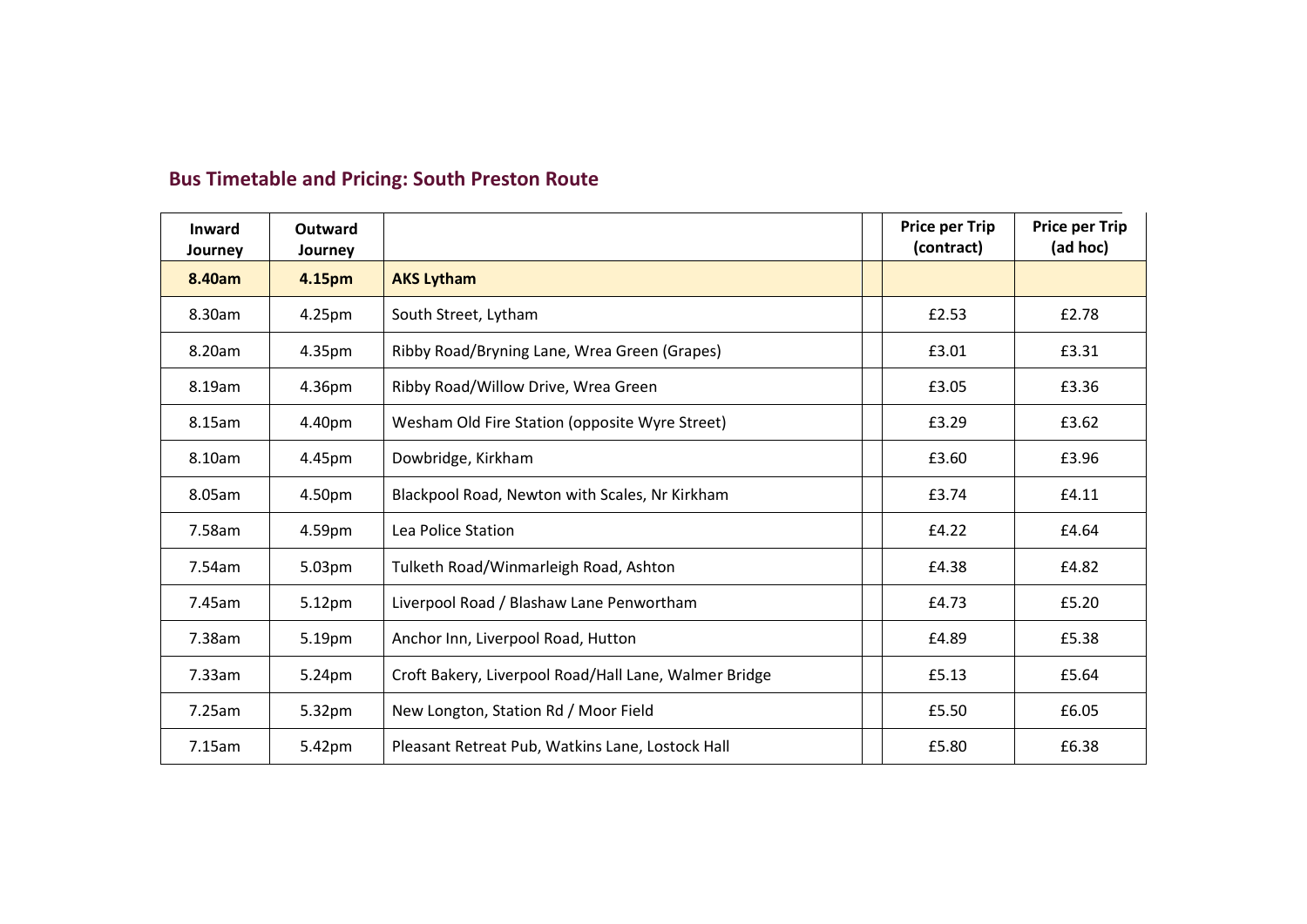## Bus Timetable and Pricing: South Preston Route

| Inward Journey | Outward Journey | | | Price per Trip (contract) | Price per Trip (ad hoc) |
|---|---|---|---|---|---|
| **8.40am** | **4.15pm** | **AKS Lytham** | | | |
| 8.30am | 4.25pm | South Street, Lytham | | £2.53 | £2.78 |
| 8.20am | 4.35pm | Ribby Road/Bryning Lane, Wrea Green (Grapes) | | £3.01 | £3.31 |
| 8.19am | 4.36pm | Ribby Road/Willow Drive, Wrea Green | | £3.05 | £3.36 |
| 8.15am | 4.40pm | Wesham Old Fire Station (opposite Wyre Street) | | £3.29 | £3.62 |
| 8.10am | 4.45pm | Dowbridge, Kirkham | | £3.60 | £3.96 |
| 8.05am | 4.50pm | Blackpool Road, Newton with Scales, Nr Kirkham | | £3.74 | £4.11 |
| 7.58am | 4.59pm | Lea Police Station | | £4.22 | £4.64 |
| 7.54am | 5.03pm | Tulketh Road/Winmarleigh Road, Ashton | | £4.38 | £4.82 |
| 7.45am | 5.12pm | Liverpool Road / Blashaw Lane Penwortham | | £4.73 | £5.20 |
| 7.38am | 5.19pm | Anchor Inn, Liverpool Road, Hutton | | £4.89 | £5.38 |
| 7.33am | 5.24pm | Croft Bakery, Liverpool Road/Hall Lane, Walmer Bridge | | £5.13 | £5.64 |
| 7.25am | 5.32pm | New Longton, Station Rd / Moor Field | | £5.50 | £6.05 |
| 7.15am | 5.42pm | Pleasant Retreat Pub, Watkins Lane, Lostock Hall | | £5.80 | £6.38 |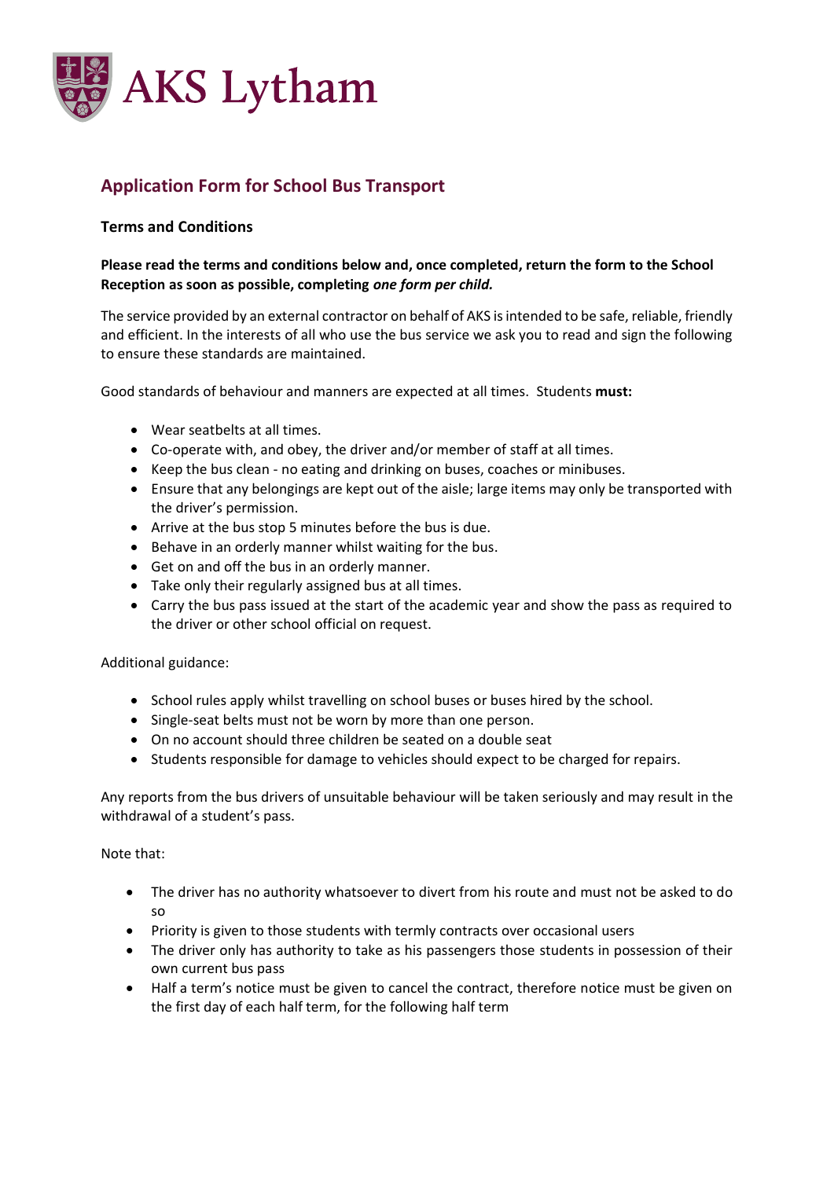AKS Lytham

## Application Form for School Bus Transport

### Terms and Conditions

**Please read the terms and conditions below and, once completed, return the form to the School Reception as soon as possible, completing *one form per child.***

The service provided by an external contractor on behalf of AKS is intended to be safe, reliable, friendly and efficient. In the interests of all who use the bus service we ask you to read and sign the following to ensure these standards are maintained.

Good standards of behaviour and manners are expected at all times. Students **must:**

- Wear seatbelts at all times.
- Co-operate with, and obey, the driver and/or member of staff at all times.
- Keep the bus clean - no eating and drinking on buses, coaches or minibuses.
- Ensure that any belongings are kept out of the aisle; large items may only be transported with the driver's permission.
- Arrive at the bus stop 5 minutes before the bus is due.
- Behave in an orderly manner whilst waiting for the bus.
- Get on and off the bus in an orderly manner.
- Take only their regularly assigned bus at all times.
- Carry the bus pass issued at the start of the academic year and show the pass as required to the driver or other school official on request.

Additional guidance:

- School rules apply whilst travelling on school buses or buses hired by the school.
- Single-seat belts must not be worn by more than one person.
- On no account should three children be seated on a double seat
- Students responsible for damage to vehicles should expect to be charged for repairs.

Any reports from the bus drivers of unsuitable behaviour will be taken seriously and may result in the withdrawal of a student's pass.

Note that:

- The driver has no authority whatsoever to divert from his route and must not be asked to do so
- Priority is given to those students with termly contracts over occasional users
- The driver only has authority to take as his passengers those students in possession of their own current bus pass
- Half a term's notice must be given to cancel the contract, therefore notice must be given on the first day of each half term, for the following half term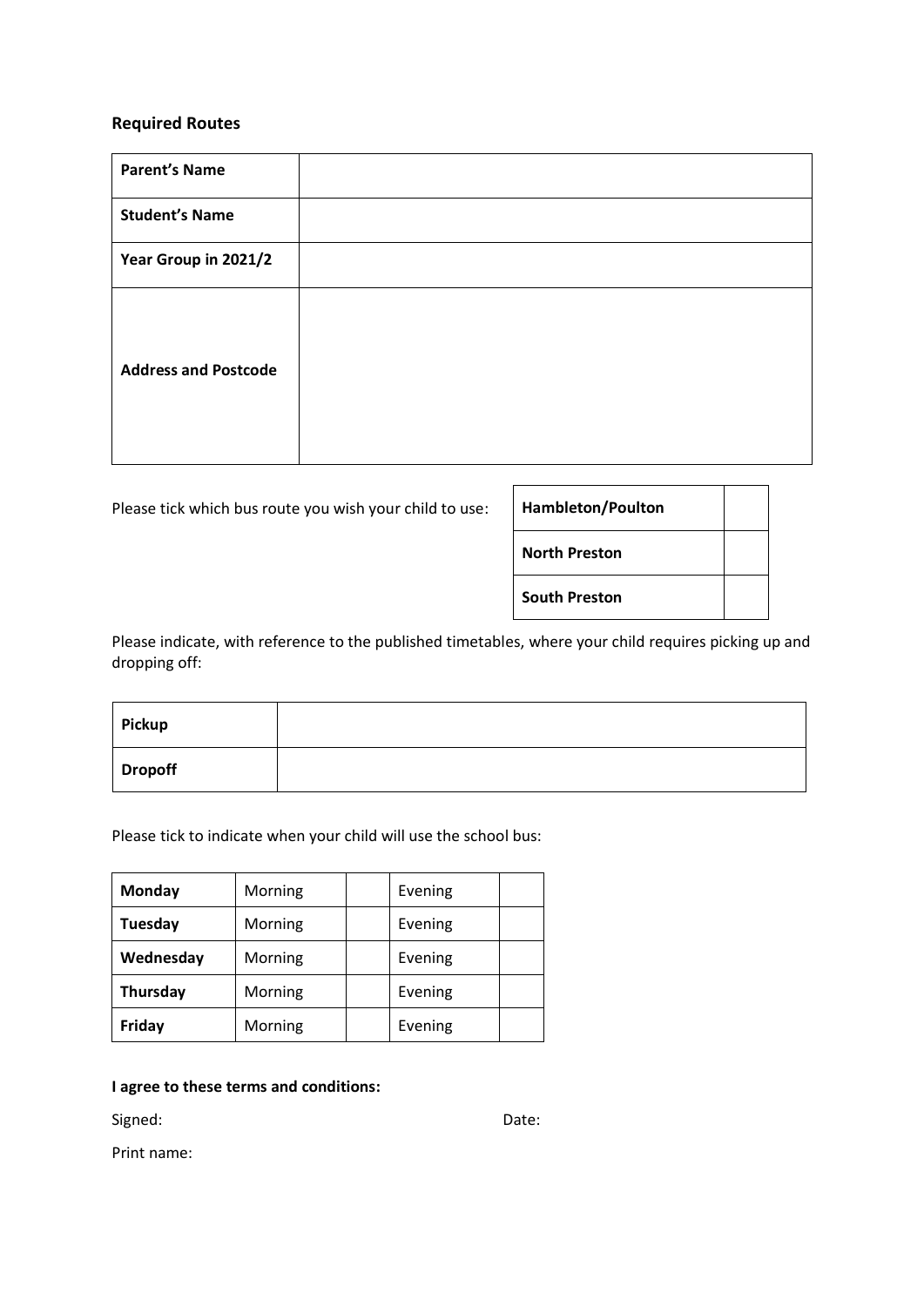### Required Routes

| | |
|---|---|
| **Parent's Name** | |
| **Student's Name** | |
| **Year Group in 2021/2** | |
| **Address and Postcode** | |

Please tick which bus route you wish your child to use:

| | |
|---|---|
| **Hambleton/Poulton** | |
| **North Preston** | |
| **South Preston** | |

Please indicate, with reference to the published timetables, where your child requires picking up and dropping off:

| | |
|---|---|
| **Pickup** | |
| **Dropoff** | |

Please tick to indicate when your child will use the school bus:

| | | | | |
|---|---|---|---|---|
| **Monday** | Morning | | Evening | |
| **Tuesday** | Morning | | Evening | |
| **Wednesday** | Morning | | Evening | |
| **Thursday** | Morning | | Evening | |
| **Friday** | Morning | | Evening | |

**I agree to these terms and conditions:**

Signed: Date:

Print name: